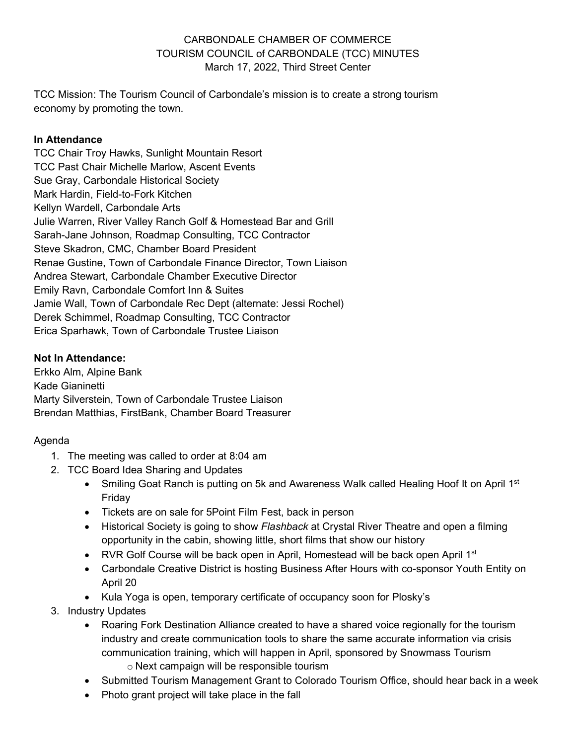CARBONDALE CHAMBER OF COMMERCE
TOURISM COUNCIL of CARBONDALE (TCC) MINUTES
March 17, 2022, Third Street Center

TCC Mission: The Tourism Council of Carbondale's mission is to create a strong tourism economy by promoting the town.

**In Attendance**

TCC Chair Troy Hawks, Sunlight Mountain Resort
TCC Past Chair Michelle Marlow, Ascent Events
Sue Gray, Carbondale Historical Society
Mark Hardin, Field-to-Fork Kitchen
Kellyn Wardell, Carbondale Arts
Julie Warren, River Valley Ranch Golf & Homestead Bar and Grill
Sarah-Jane Johnson, Roadmap Consulting, TCC Contractor
Steve Skadron, CMC, Chamber Board President
Renae Gustine, Town of Carbondale Finance Director, Town Liaison
Andrea Stewart, Carbondale Chamber Executive Director
Emily Ravn, Carbondale Comfort Inn & Suites
Jamie Wall, Town of Carbondale Rec Dept (alternate: Jessi Rochel)
Derek Schimmel, Roadmap Consulting, TCC Contractor
Erica Sparhawk, Town of Carbondale Trustee Liaison

**Not In Attendance:**

Erkko Alm, Alpine Bank
Kade Gianinetti
Marty Silverstein, Town of Carbondale Trustee Liaison
Brendan Matthias, FirstBank, Chamber Board Treasurer

Agenda

1. The meeting was called to order at 8:04 am
2. TCC Board Idea Sharing and Updates
   - Smiling Goat Ranch is putting on 5k and Awareness Walk called Healing Hoof It on April 1st Friday
   - Tickets are on sale for 5Point Film Fest, back in person
   - Historical Society is going to show *Flashback* at Crystal River Theatre and open a filming opportunity in the cabin, showing little, short films that show our history
   - RVR Golf Course will be back open in April, Homestead will be back open April 1st
   - Carbondale Creative District is hosting Business After Hours with co-sponsor Youth Entity on April 20
   - Kula Yoga is open, temporary certificate of occupancy soon for Plosky's
3. Industry Updates
   - Roaring Fork Destination Alliance created to have a shared voice regionally for the tourism industry and create communication tools to share the same accurate information via crisis communication training, which will happen in April, sponsored by Snowmass Tourism
     - Next campaign will be responsible tourism
   - Submitted Tourism Management Grant to Colorado Tourism Office, should hear back in a week
   - Photo grant project will take place in the fall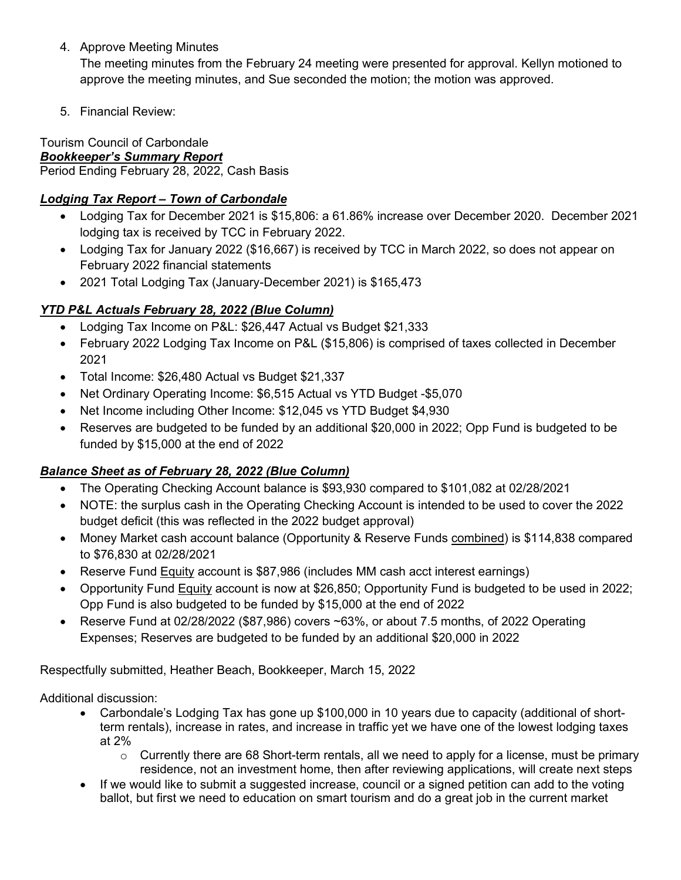4. Approve Meeting Minutes
   The meeting minutes from the February 24 meeting were presented for approval. Kellyn motioned to approve the meeting minutes, and Sue seconded the motion; the motion was approved.

5. Financial Review:

Tourism Council of Carbondale
***Bookkeeper's Summary Report***
Period Ending February 28, 2022, Cash Basis

***Lodging Tax Report – Town of Carbondale***

- Lodging Tax for December 2021 is $15,806: a 61.86% increase over December 2020. December 2021 lodging tax is received by TCC in February 2022.
- Lodging Tax for January 2022 ($16,667) is received by TCC in March 2022, so does not appear on February 2022 financial statements
- 2021 Total Lodging Tax (January-December 2021) is $165,473

***YTD P&L Actuals February 28, 2022 (Blue Column)***

- Lodging Tax Income on P&L: $26,447 Actual vs Budget $21,333
- February 2022 Lodging Tax Income on P&L ($15,806) is comprised of taxes collected in December 2021
- Total Income: $26,480 Actual vs Budget $21,337
- Net Ordinary Operating Income: $6,515 Actual vs YTD Budget -$5,070
- Net Income including Other Income: $12,045 vs YTD Budget $4,930
- Reserves are budgeted to be funded by an additional $20,000 in 2022; Opp Fund is budgeted to be funded by $15,000 at the end of 2022

***Balance Sheet as of February 28, 2022 (Blue Column)***

- The Operating Checking Account balance is $93,930 compared to $101,082 at 02/28/2021
- NOTE: the surplus cash in the Operating Checking Account is intended to be used to cover the 2022 budget deficit (this was reflected in the 2022 budget approval)
- Money Market cash account balance (Opportunity & Reserve Funds combined) is $114,838 compared to $76,830 at 02/28/2021
- Reserve Fund Equity account is $87,986 (includes MM cash acct interest earnings)
- Opportunity Fund Equity account is now at $26,850; Opportunity Fund is budgeted to be used in 2022; Opp Fund is also budgeted to be funded by $15,000 at the end of 2022
- Reserve Fund at 02/28/2022 ($87,986) covers ~63%, or about 7.5 months, of 2022 Operating Expenses; Reserves are budgeted to be funded by an additional $20,000 in 2022

Respectfully submitted, Heather Beach, Bookkeeper, March 15, 2022

Additional discussion:

- Carbondale's Lodging Tax has gone up $100,000 in 10 years due to capacity (additional of short-term rentals), increase in rates, and increase in traffic yet we have one of the lowest lodging taxes at 2%
  - Currently there are 68 Short-term rentals, all we need to apply for a license, must be primary residence, not an investment home, then after reviewing applications, will create next steps
- If we would like to submit a suggested increase, council or a signed petition can add to the voting ballot, but first we need to education on smart tourism and do a great job in the current market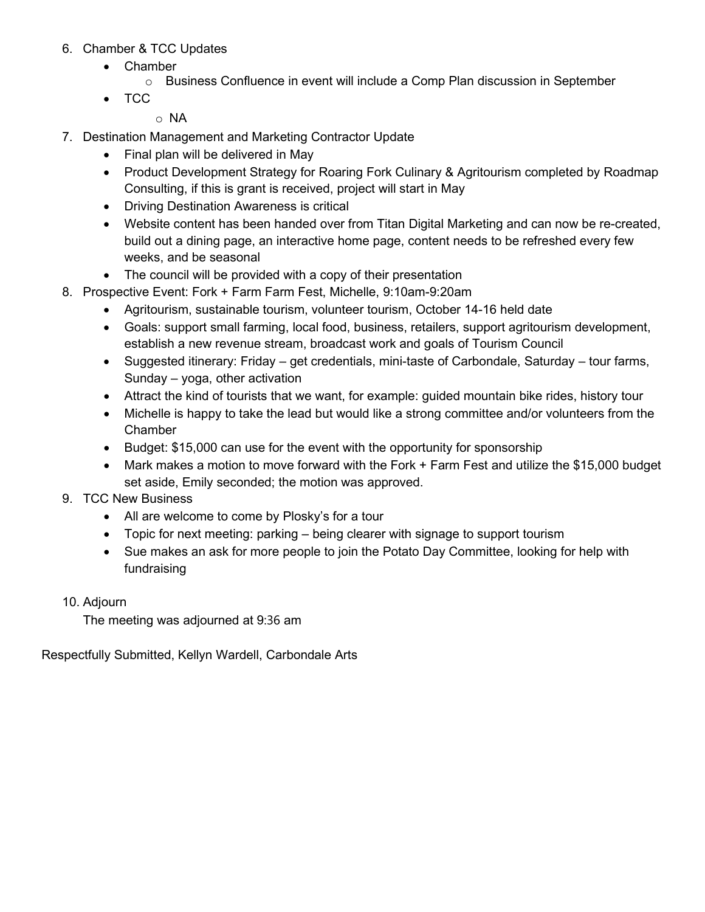6. Chamber & TCC Updates
   - Chamber
     - Business Confluence in event will include a Comp Plan discussion in September
   - TCC
     - NA
7. Destination Management and Marketing Contractor Update
   - Final plan will be delivered in May
   - Product Development Strategy for Roaring Fork Culinary & Agritourism completed by Roadmap Consulting, if this is grant is received, project will start in May
   - Driving Destination Awareness is critical
   - Website content has been handed over from Titan Digital Marketing and can now be re-created, build out a dining page, an interactive home page, content needs to be refreshed every few weeks, and be seasonal
   - The council will be provided with a copy of their presentation
8. Prospective Event: Fork + Farm Farm Fest, Michelle, 9:10am-9:20am
   - Agritourism, sustainable tourism, volunteer tourism, October 14-16 held date
   - Goals: support small farming, local food, business, retailers, support agritourism development, establish a new revenue stream, broadcast work and goals of Tourism Council
   - Suggested itinerary: Friday – get credentials, mini-taste of Carbondale, Saturday – tour farms, Sunday – yoga, other activation
   - Attract the kind of tourists that we want, for example: guided mountain bike rides, history tour
   - Michelle is happy to take the lead but would like a strong committee and/or volunteers from the Chamber
   - Budget: $15,000 can use for the event with the opportunity for sponsorship
   - Mark makes a motion to move forward with the Fork + Farm Fest and utilize the $15,000 budget set aside, Emily seconded; the motion was approved.
9. TCC New Business
   - All are welcome to come by Plosky's for a tour
   - Topic for next meeting: parking – being clearer with signage to support tourism
   - Sue makes an ask for more people to join the Potato Day Committee, looking for help with fundraising
10. Adjourn

    The meeting was adjourned at 9:36 am

Respectfully Submitted, Kellyn Wardell, Carbondale Arts